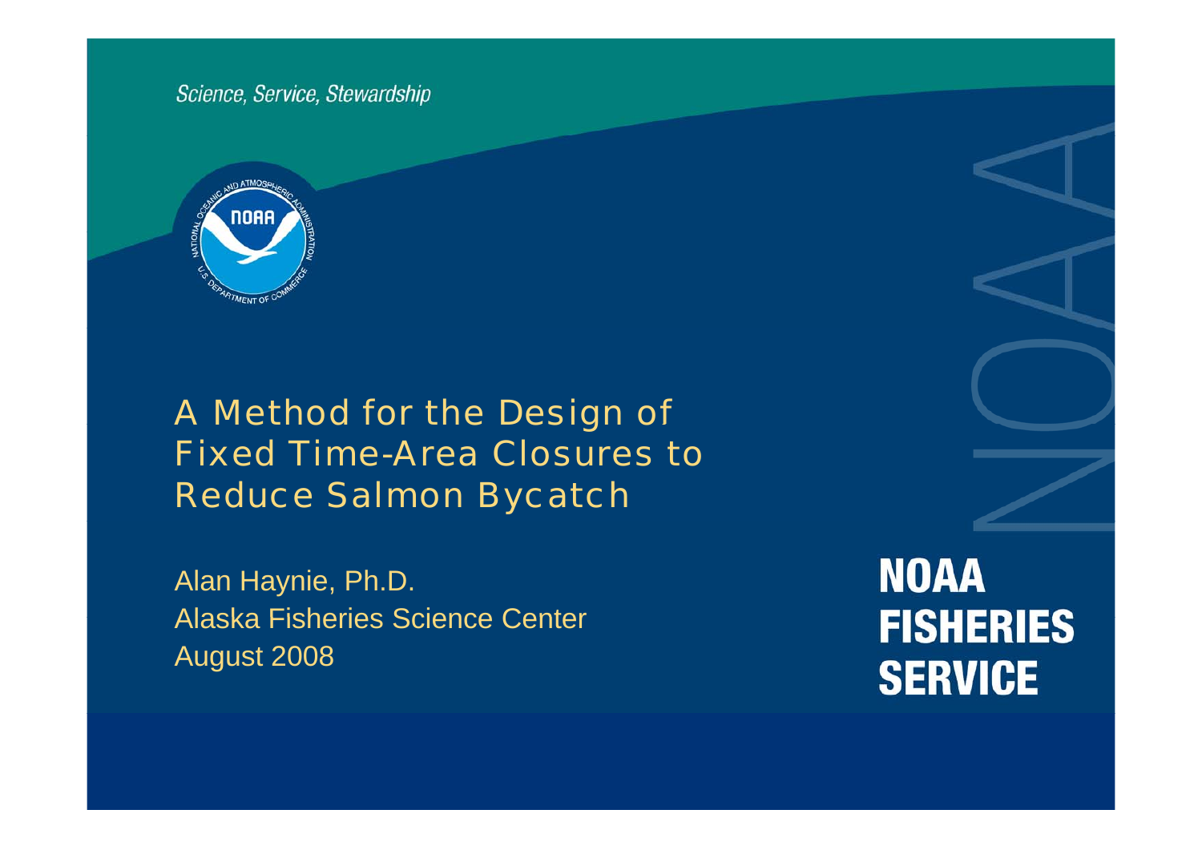Science, Service, Stewardship

# A Method for the Design of Fixed Time-Area Closures to Reduce Salmon Bycatch

Alan Haynie, Ph.D.
Alaska Fisheries Science Center
August 2008

**NOAA FISHERIES SERVICE**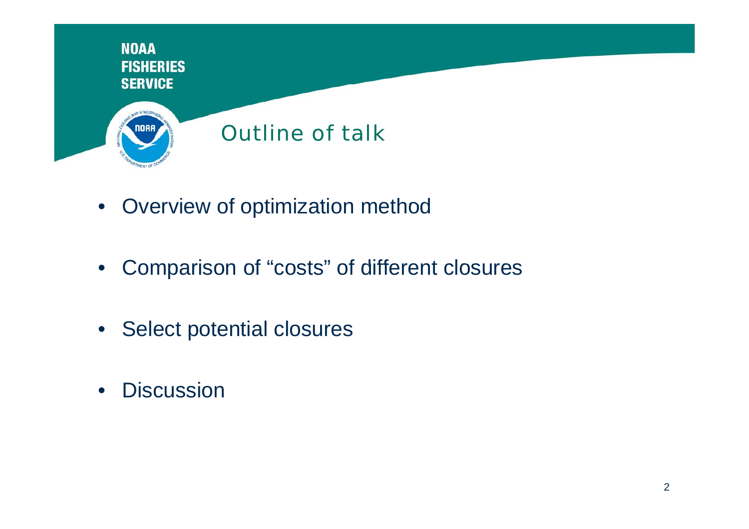# Outline of talk

- Overview of optimization method
- Comparison of “costs” of different closures
- Select potential closures
- Discussion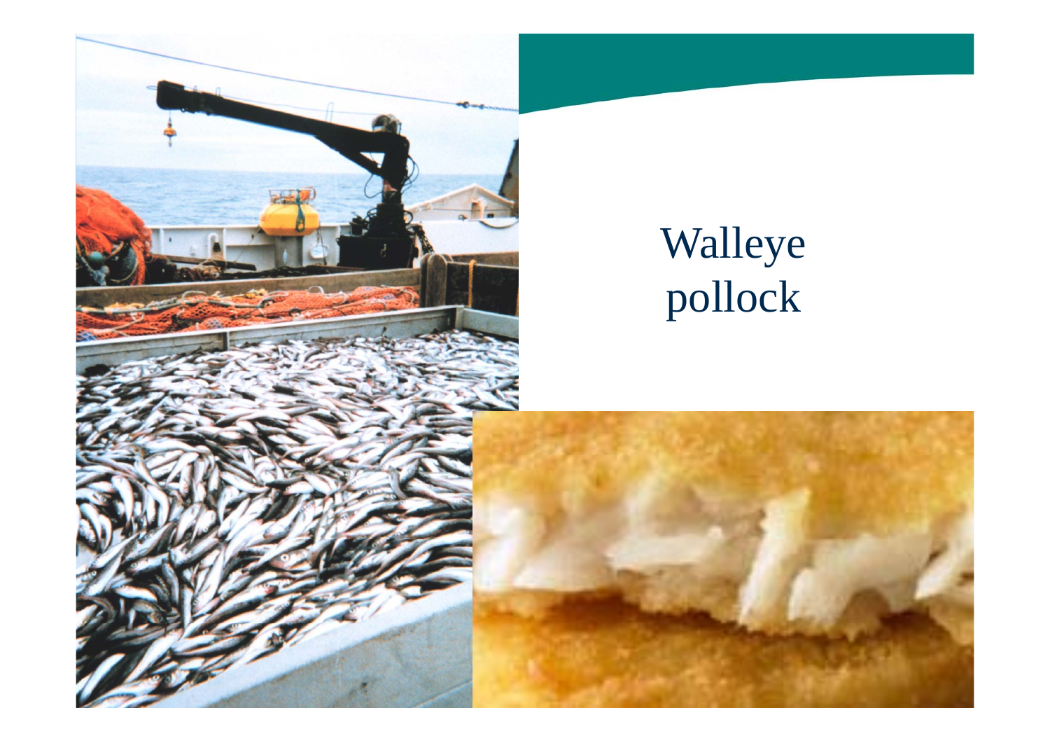# Walleye pollock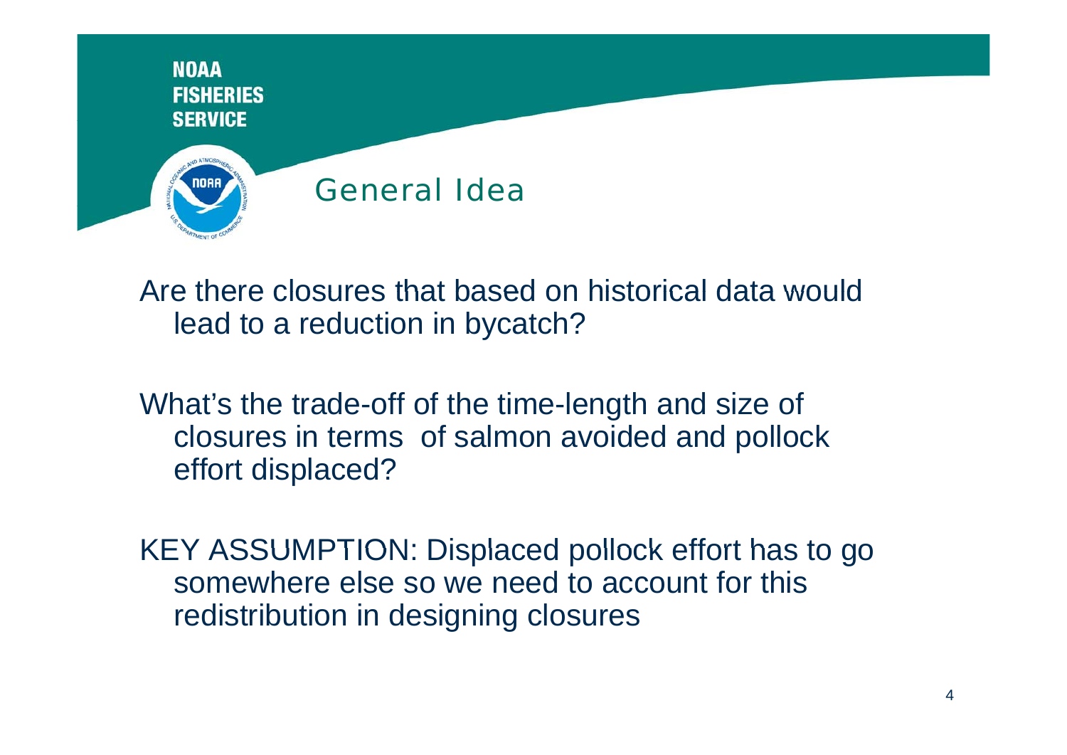## General Idea

Are there closures that based on historical data would lead to a reduction in bycatch?

What's the trade-off of the time-length and size of closures in terms of salmon avoided and pollock effort displaced?

KEY ASSUMPTION: Displaced pollock effort has to go somewhere else so we need to account for this redistribution in designing closures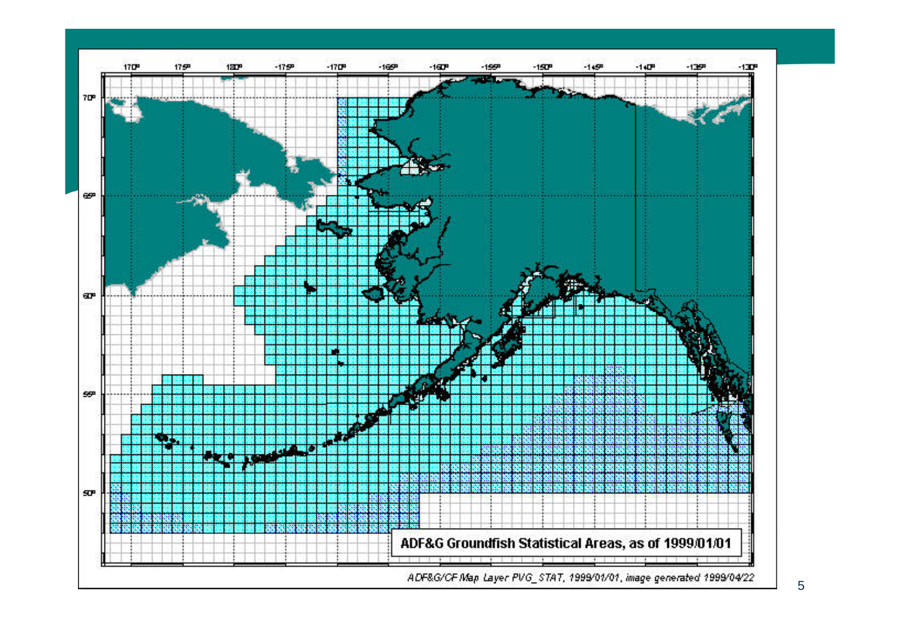ADF&G Groundfish Statistical Areas, as of 1999/01/01

*ADF&G/CF Map Layer PVG_STAT, 1999/01/01, image generated 1999/04/22*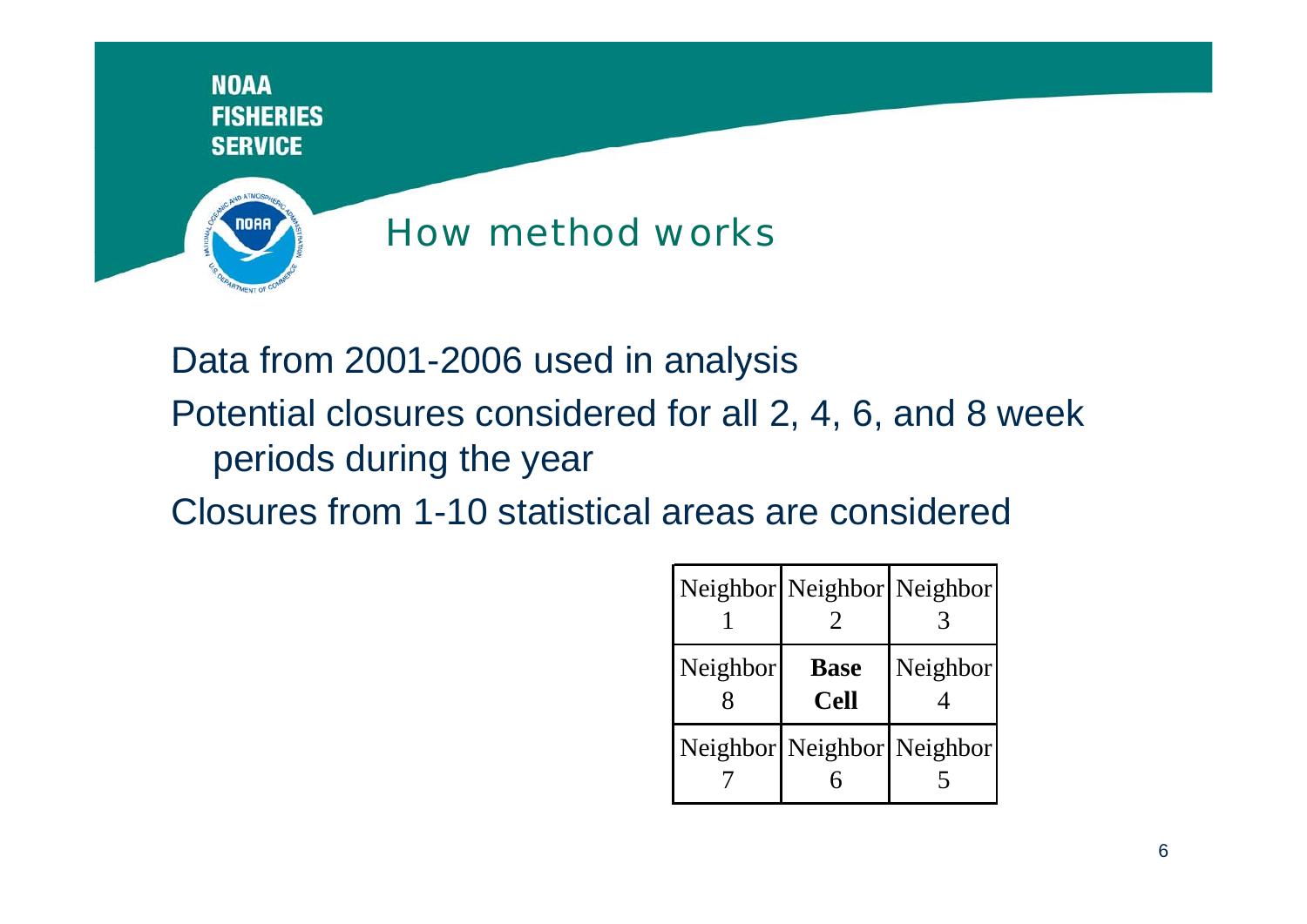# How method works

Data from 2001-2006 used in analysis

Potential closures considered for all 2, 4, 6, and 8 week periods during the year

Closures from 1-10 statistical areas are considered

| | | |
|---|---|---|
| Neighbor 1 | Neighbor 2 | Neighbor 3 |
| Neighbor 8 | **Base Cell** | Neighbor 4 |
| Neighbor 7 | Neighbor 6 | Neighbor 5 |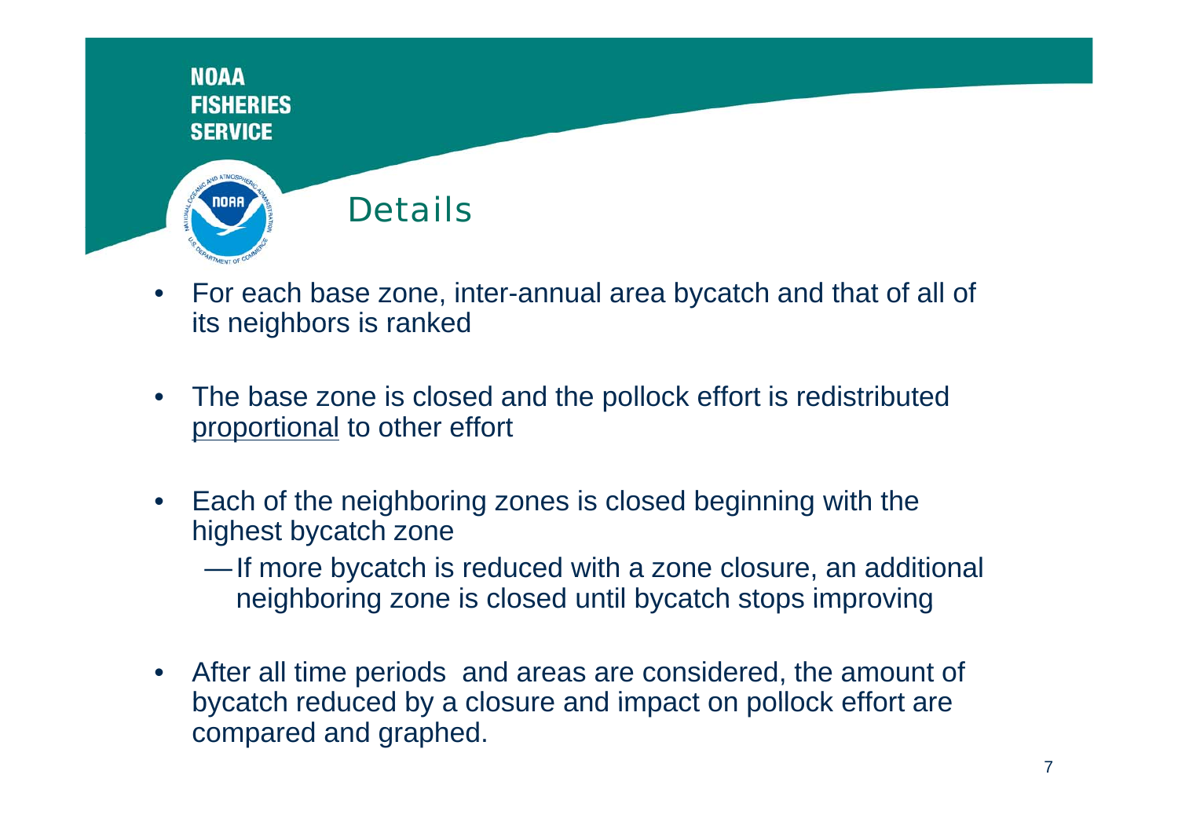# Details

- For each base zone, inter-annual area bycatch and that of all of its neighbors is ranked
- The base zone is closed and the pollock effort is redistributed <u>proportional</u> to other effort
- Each of the neighboring zones is closed beginning with the highest bycatch zone
    - If more bycatch is reduced with a zone closure, an additional neighboring zone is closed until bycatch stops improving
- After all time periods and areas are considered, the amount of bycatch reduced by a closure and impact on pollock effort are compared and graphed.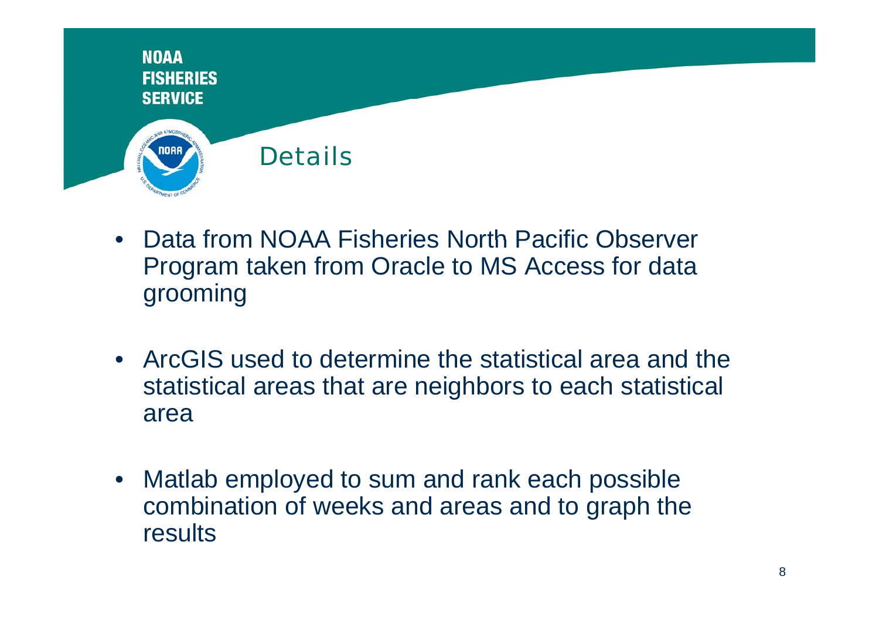## Details

- Data from NOAA Fisheries North Pacific Observer Program taken from Oracle to MS Access for data grooming
- ArcGIS used to determine the statistical area and the statistical areas that are neighbors to each statistical area
- Matlab employed to sum and rank each possible combination of weeks and areas and to graph the results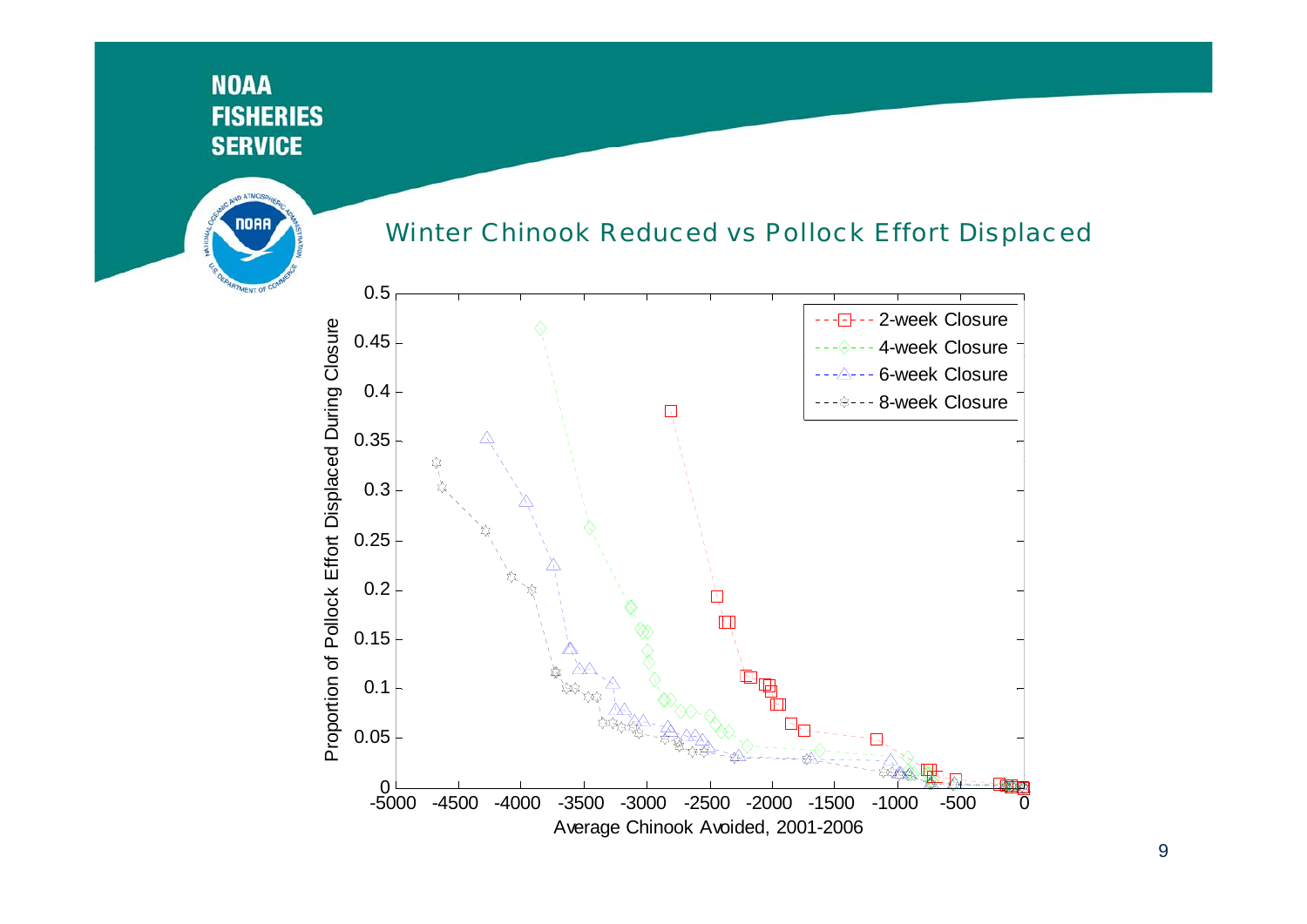## Winter Chinook Reduced vs Pollock Effort Displaced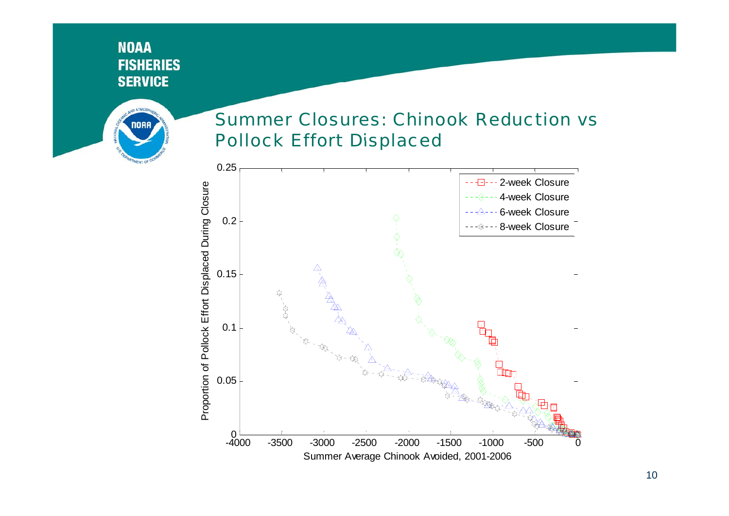# Summer Closures: Chinook Reduction vs Pollock Effort Displaced

Proportion of Pollock Effort Displaced During Closure

Summer Average Chinook Avoided, 2001-2006

- 2-week Closure
- 4-week Closure
- 6-week Closure
- 8-week Closure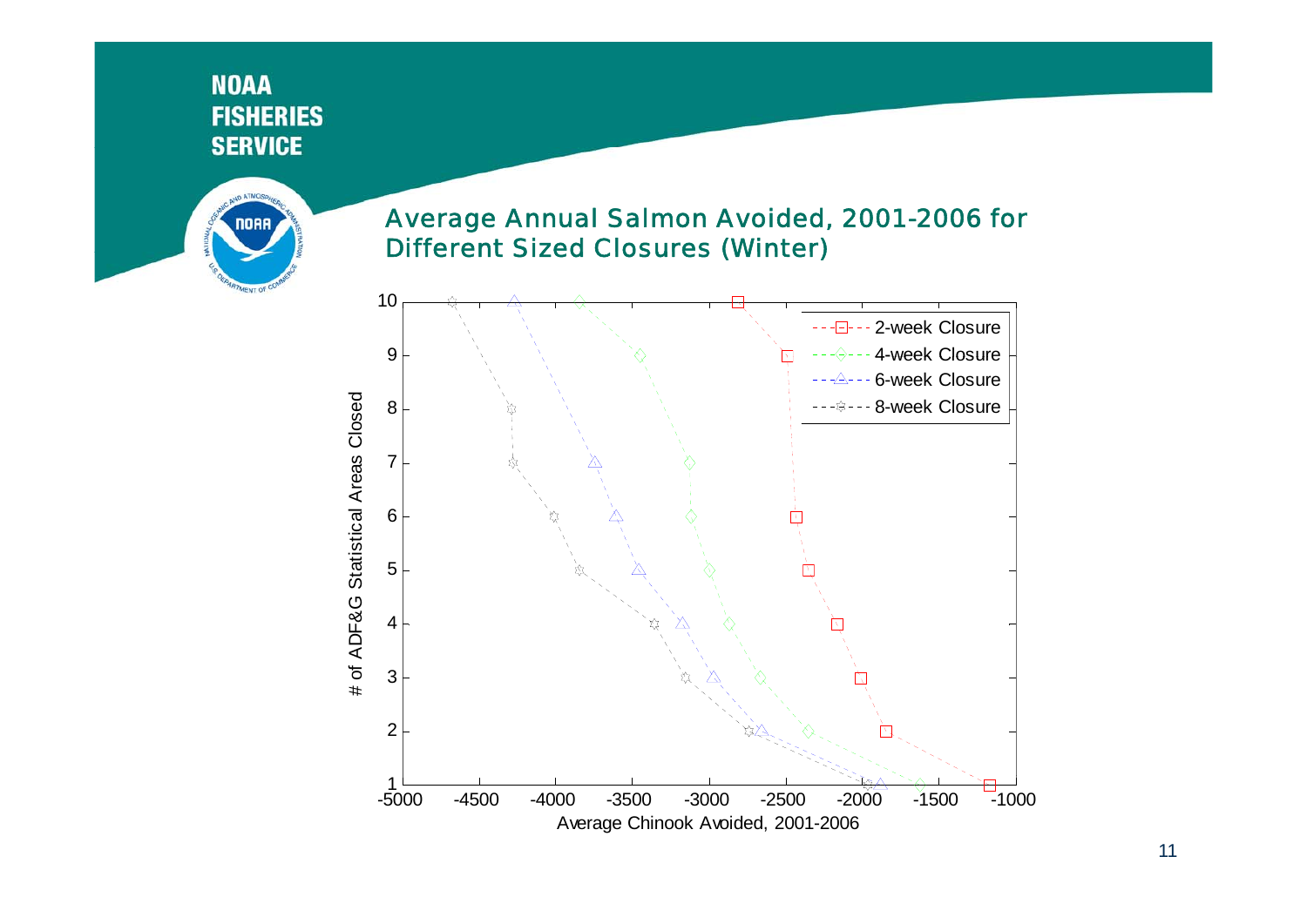## Average Annual Salmon Avoided, 2001-2006 for Different Sized Closures (Winter)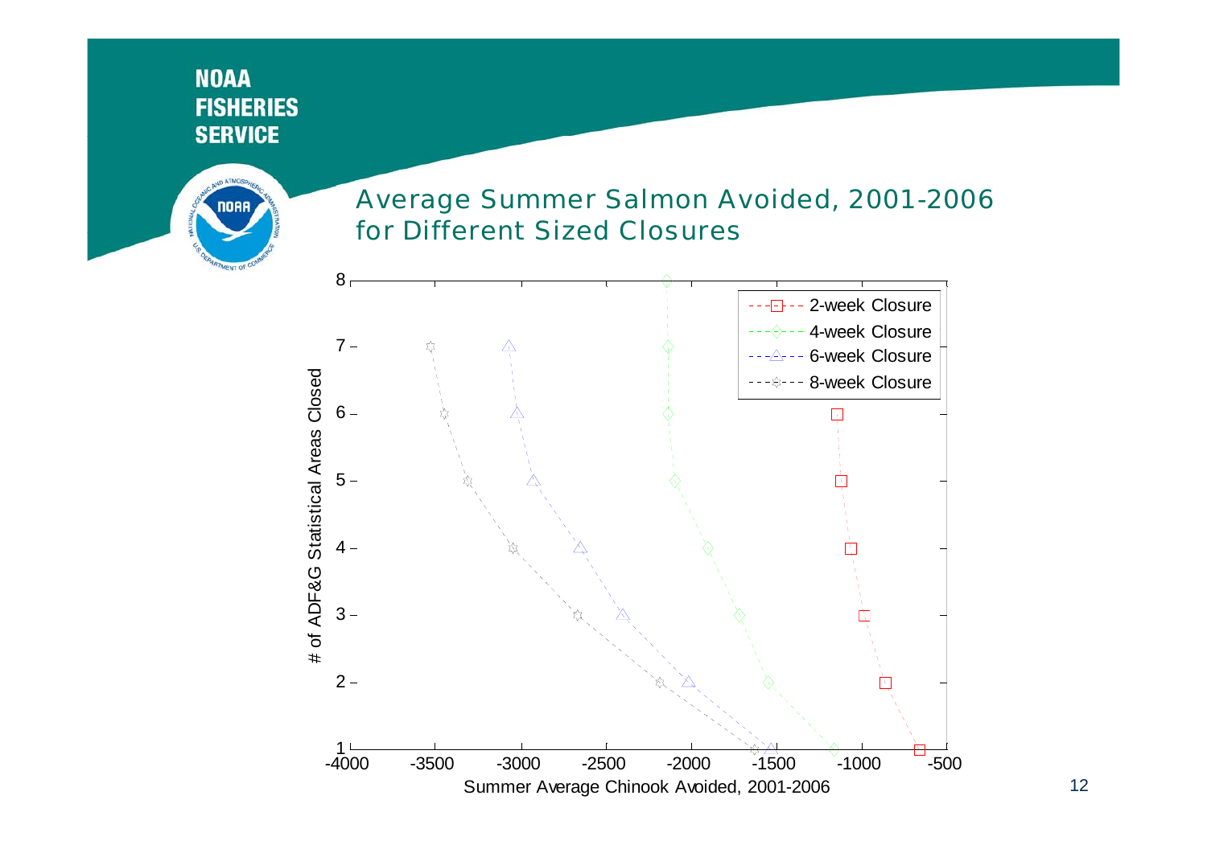## Average Summer Salmon Avoided, 2001-2006 for Different Sized Closures

| # of ADF&G Statistical Areas Closed | 2-week Closure | 4-week Closure | 6-week Closure | 8-week Closure |
| --- | --- | --- | --- | --- |
| 1 | ~-660 | ~-1150 | ~-1520 | ~-1620 |
| 2 | ~-860 | ~-1550 | ~-2010 | ~-2180 |
| 3 | ~-980 | ~-1700 | ~-2400 | ~-2670 |
| 4 | ~-1060 | ~-1900 | ~-2650 | ~-3050 |
| 5 | ~-1120 | ~-2090 | ~-2930 | ~-3310 |
| 6 | ~-1140 | ~-2130 | ~-3030 | ~-3450 |
| 7 | | ~-2130 | ~-3070 | ~-3530 |
| 8 | | ~-2130 | | |

Summer Average Chinook Avoided, 2001-2006 (values approximate, read from chart)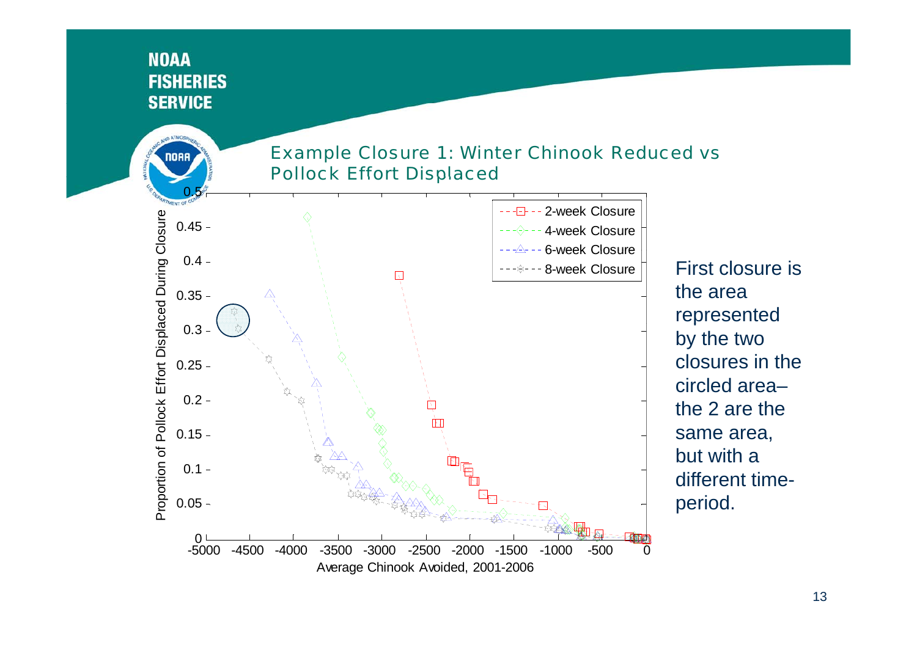# Example Closure 1: Winter Chinook Reduced vs Pollock Effort Displaced

Proportion of Pollock Effort Displaced During Closure

Average Chinook Avoided, 2001-2006

- 2-week Closure
- 4-week Closure
- 6-week Closure
- 8-week Closure

First closure is the area represented by the two closures in the circled area– the 2 are the same area, but with a different time-period.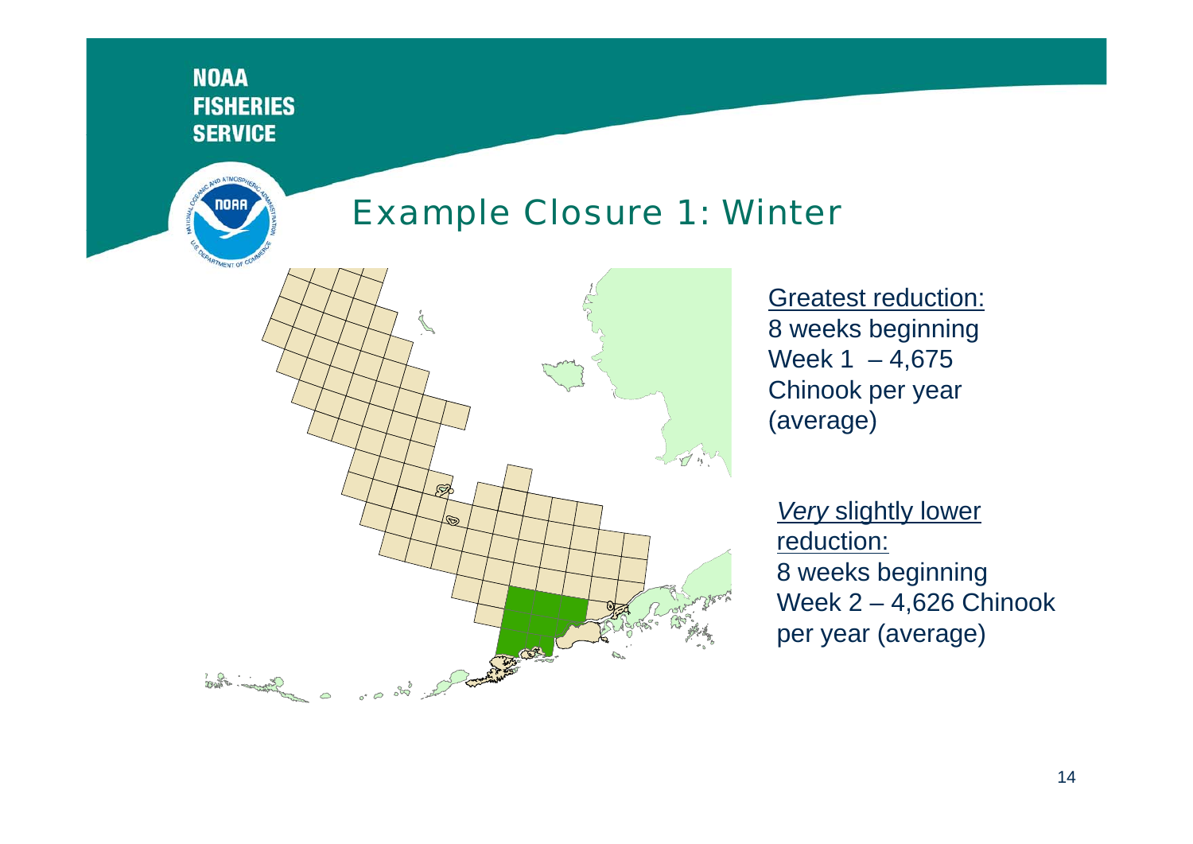# Example Closure 1: Winter

<u>Greatest reduction:</u>
8 weeks beginning Week 1 – 4,675 Chinook per year (average)

<u>*Very* slightly lower reduction:</u>
8 weeks beginning Week 2 – 4,626 Chinook per year (average)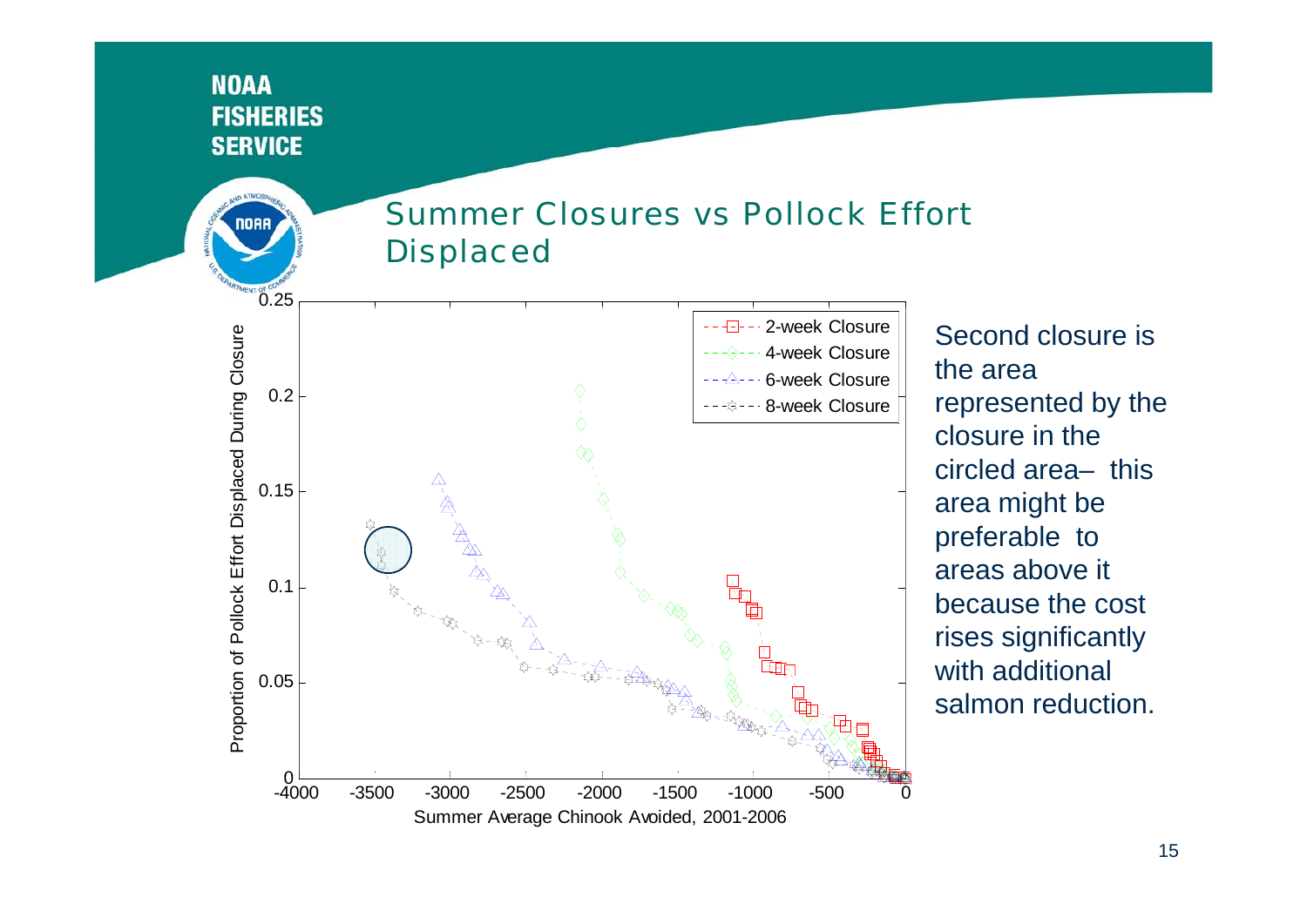## Summer Closures vs Pollock Effort Displaced

Second closure is the area represented by the closure in the circled area– this area might be preferable to areas above it because the cost rises significantly with additional salmon reduction.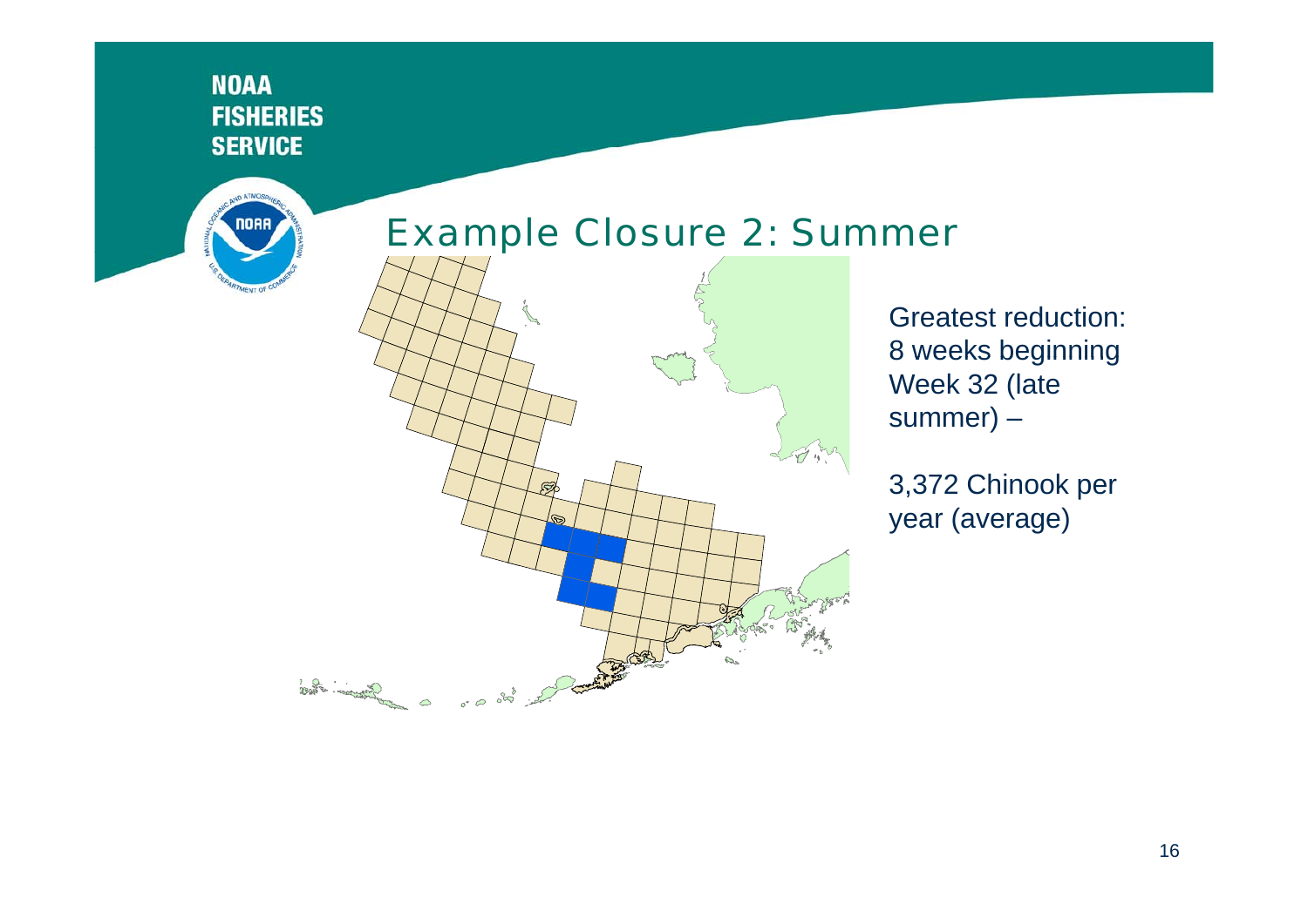# Example Closure 2: Summer

Greatest reduction: 8 weeks beginning Week 32 (late summer) –

3,372 Chinook per year (average)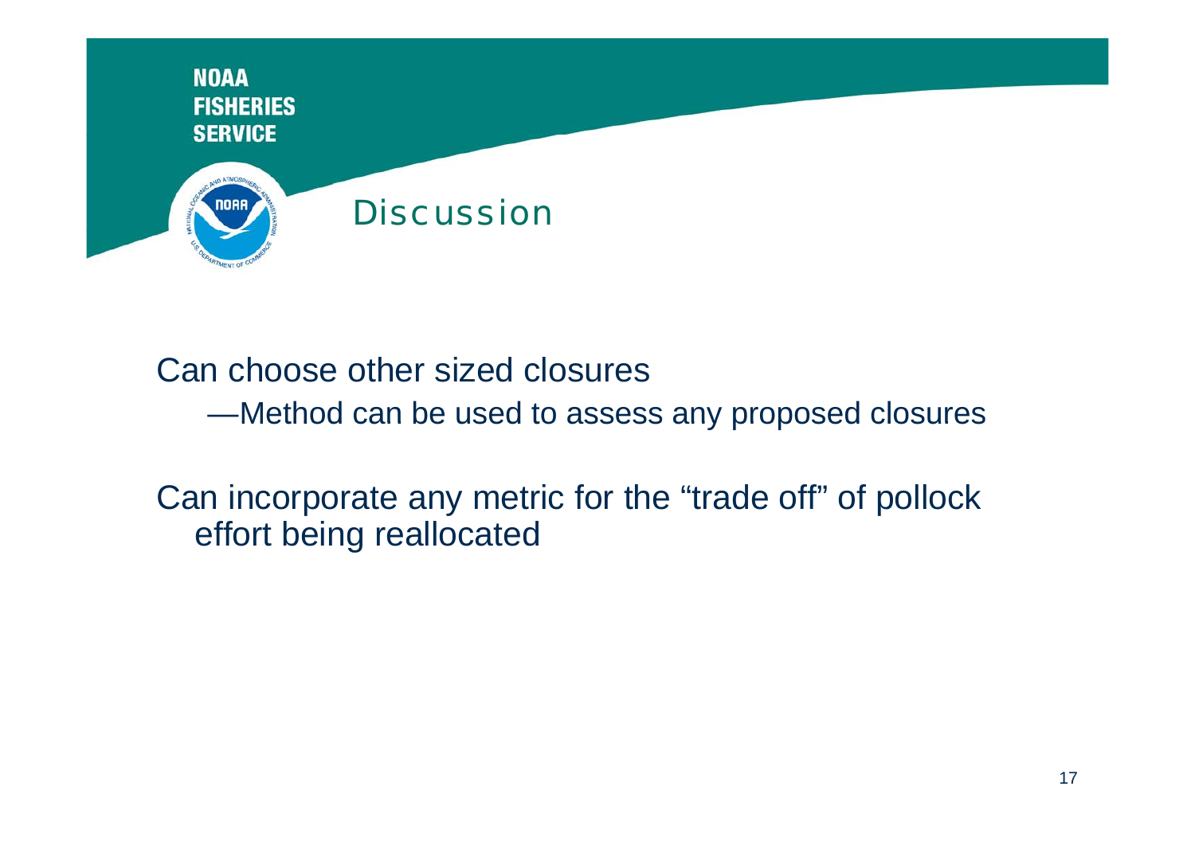# Discussion

Can choose other sized closures

- Method can be used to assess any proposed closures

Can incorporate any metric for the "trade off" of pollock effort being reallocated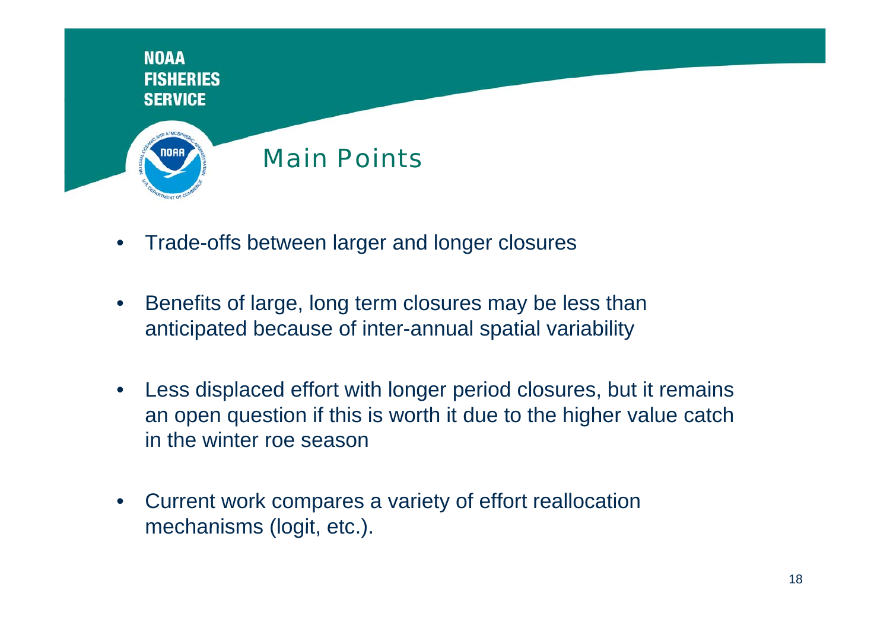# Main Points

- Trade-offs between larger and longer closures
- Benefits of large, long term closures may be less than anticipated because of inter-annual spatial variability
- Less displaced effort with longer period closures, but it remains an open question if this is worth it due to the higher value catch in the winter roe season
- Current work compares a variety of effort reallocation mechanisms (logit, etc.).